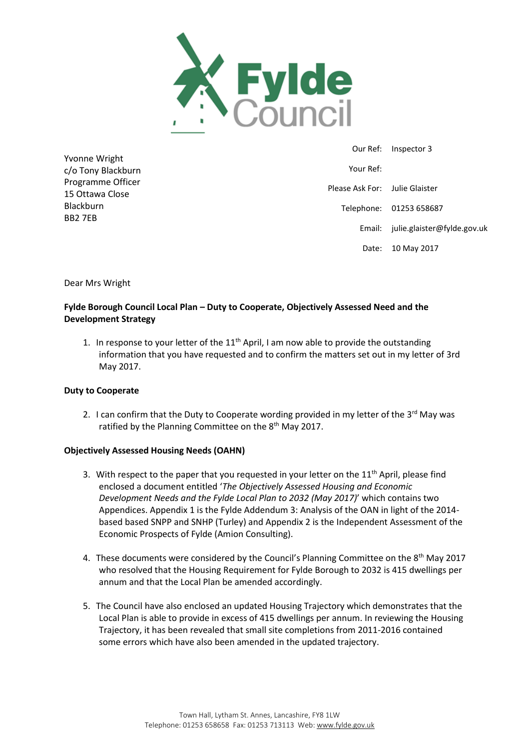Fylde Council

Yvonne Wright
c/o Tony Blackburn
Programme Officer
15 Ottawa Close
Blackburn
BB2 7EB

Our Ref: Inspector 3
Your Ref:
Please Ask For: Julie Glaister
Telephone: 01253 658687
Email: julie.glaister@fylde.gov.uk
Date: 10 May 2017

Dear Mrs Wright

**Fylde Borough Council Local Plan – Duty to Cooperate, Objectively Assessed Need and the Development Strategy**

1. In response to your letter of the 11th April, I am now able to provide the outstanding information that you have requested and to confirm the matters set out in my letter of 3rd May 2017.

**Duty to Cooperate**

2. I can confirm that the Duty to Cooperate wording provided in my letter of the 3rd May was ratified by the Planning Committee on the 8th May 2017.

**Objectively Assessed Housing Needs (OAHN)**

3. With respect to the paper that you requested in your letter on the 11th April, please find enclosed a document entitled '*The Objectively Assessed Housing and Economic Development Needs and the Fylde Local Plan to 2032 (May 2017)*' which contains two Appendices. Appendix 1 is the Fylde Addendum 3: Analysis of the OAN in light of the 2014-based based SNPP and SNHP (Turley) and Appendix 2 is the Independent Assessment of the Economic Prospects of Fylde (Amion Consulting).

4. These documents were considered by the Council's Planning Committee on the 8th May 2017 who resolved that the Housing Requirement for Fylde Borough to 2032 is 415 dwellings per annum and that the Local Plan be amended accordingly.

5. The Council have also enclosed an updated Housing Trajectory which demonstrates that the Local Plan is able to provide in excess of 415 dwellings per annum. In reviewing the Housing Trajectory, it has been revealed that small site completions from 2011-2016 contained some errors which have also been amended in the updated trajectory.

Town Hall, Lytham St. Annes, Lancashire, FY8 1LW
Telephone: 01253 658658 Fax: 01253 713113 Web: www.fylde.gov.uk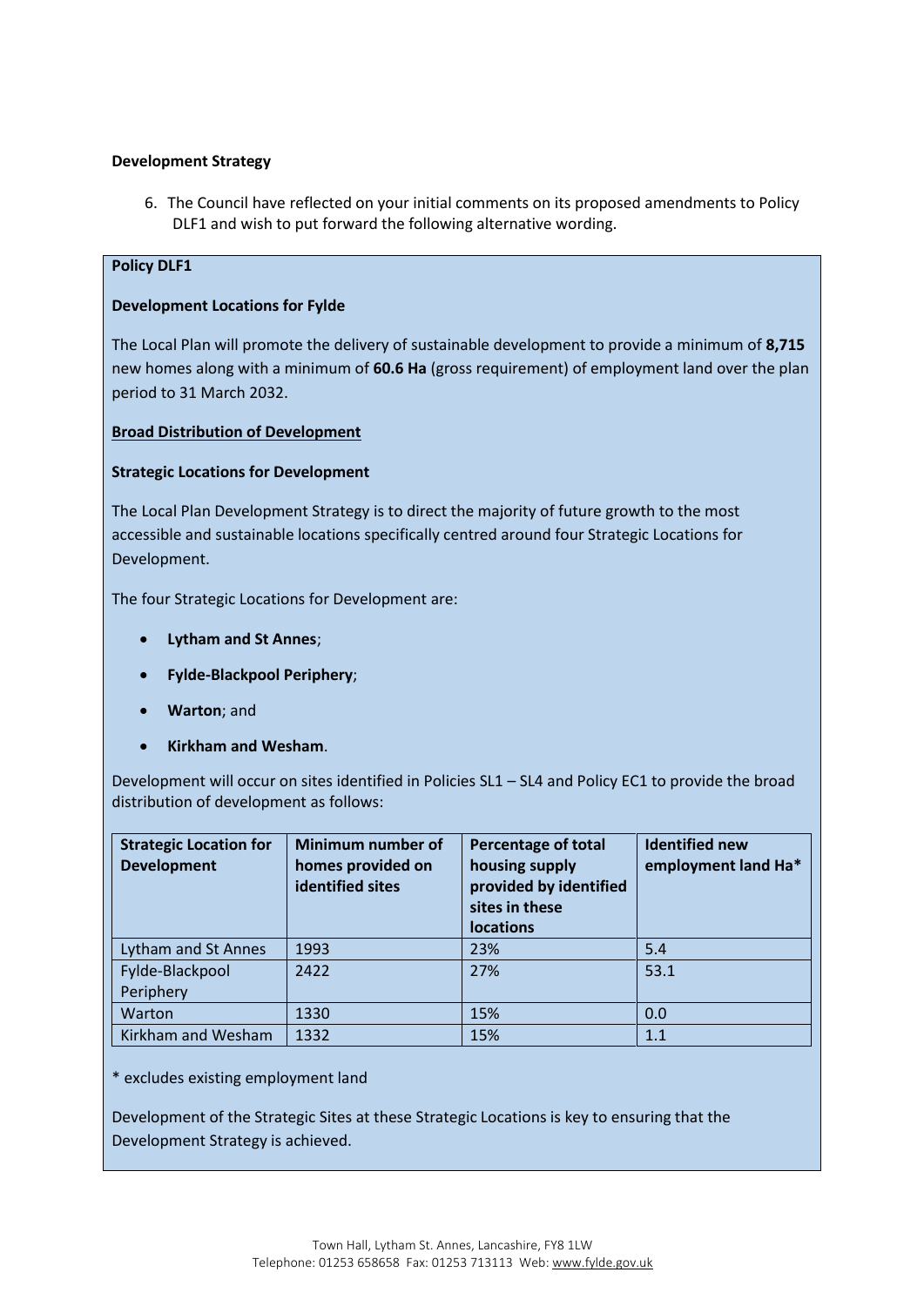**Development Strategy**

6. The Council have reflected on your initial comments on its proposed amendments to Policy DLF1 and wish to put forward the following alternative wording.

**Policy DLF1**

**Development Locations for Fylde**

The Local Plan will promote the delivery of sustainable development to provide a minimum of **8,715** new homes along with a minimum of **60.6 Ha** (gross requirement) of employment land over the plan period to 31 March 2032.

**<u>Broad Distribution of Development</u>**

**Strategic Locations for Development**

The Local Plan Development Strategy is to direct the majority of future growth to the most accessible and sustainable locations specifically centred around four Strategic Locations for Development.

The four Strategic Locations for Development are:

- **Lytham and St Annes**;
- **Fylde-Blackpool Periphery**;
- **Warton**; and
- **Kirkham and Wesham**.

Development will occur on sites identified in Policies SL1 – SL4 and Policy EC1 to provide the broad distribution of development as follows:

| Strategic Location for Development | Minimum number of homes provided on identified sites | Percentage of total housing supply provided by identified sites in these locations | Identified new employment land Ha* |
|---|---|---|---|
| Lytham and St Annes | 1993 | 23% | 5.4 |
| Fylde-Blackpool Periphery | 2422 | 27% | 53.1 |
| Warton | 1330 | 15% | 0.0 |
| Kirkham and Wesham | 1332 | 15% | 1.1 |

* excludes existing employment land

Development of the Strategic Sites at these Strategic Locations is key to ensuring that the Development Strategy is achieved.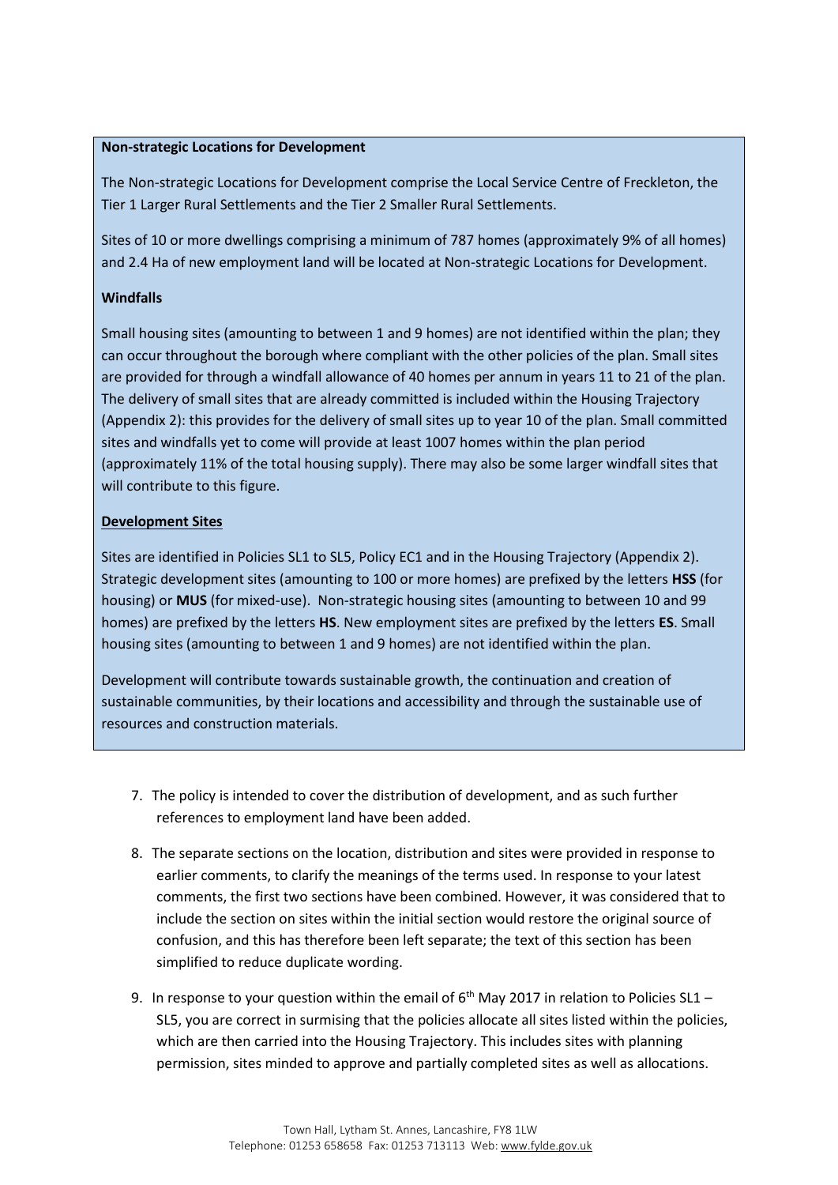**Non-strategic Locations for Development**

The Non-strategic Locations for Development comprise the Local Service Centre of Freckleton, the Tier 1 Larger Rural Settlements and the Tier 2 Smaller Rural Settlements.

Sites of 10 or more dwellings comprising a minimum of 787 homes (approximately 9% of all homes) and 2.4 Ha of new employment land will be located at Non-strategic Locations for Development.

**Windfalls**

Small housing sites (amounting to between 1 and 9 homes) are not identified within the plan; they can occur throughout the borough where compliant with the other policies of the plan. Small sites are provided for through a windfall allowance of 40 homes per annum in years 11 to 21 of the plan. The delivery of small sites that are already committed is included within the Housing Trajectory (Appendix 2): this provides for the delivery of small sites up to year 10 of the plan. Small committed sites and windfalls yet to come will provide at least 1007 homes within the plan period (approximately 11% of the total housing supply). There may also be some larger windfall sites that will contribute to this figure.

**Development Sites**

Sites are identified in Policies SL1 to SL5, Policy EC1 and in the Housing Trajectory (Appendix 2). Strategic development sites (amounting to 100 or more homes) are prefixed by the letters **HSS** (for housing) or **MUS** (for mixed-use). Non-strategic housing sites (amounting to between 10 and 99 homes) are prefixed by the letters **HS**. New employment sites are prefixed by the letters **ES**. Small housing sites (amounting to between 1 and 9 homes) are not identified within the plan.

Development will contribute towards sustainable growth, the continuation and creation of sustainable communities, by their locations and accessibility and through the sustainable use of resources and construction materials.

7. The policy is intended to cover the distribution of development, and as such further references to employment land have been added.

8. The separate sections on the location, distribution and sites were provided in response to earlier comments, to clarify the meanings of the terms used. In response to your latest comments, the first two sections have been combined. However, it was considered that to include the section on sites within the initial section would restore the original source of confusion, and this has therefore been left separate; the text of this section has been simplified to reduce duplicate wording.

9. In response to your question within the email of 6th May 2017 in relation to Policies SL1 – SL5, you are correct in surmising that the policies allocate all sites listed within the policies, which are then carried into the Housing Trajectory. This includes sites with planning permission, sites minded to approve and partially completed sites as well as allocations.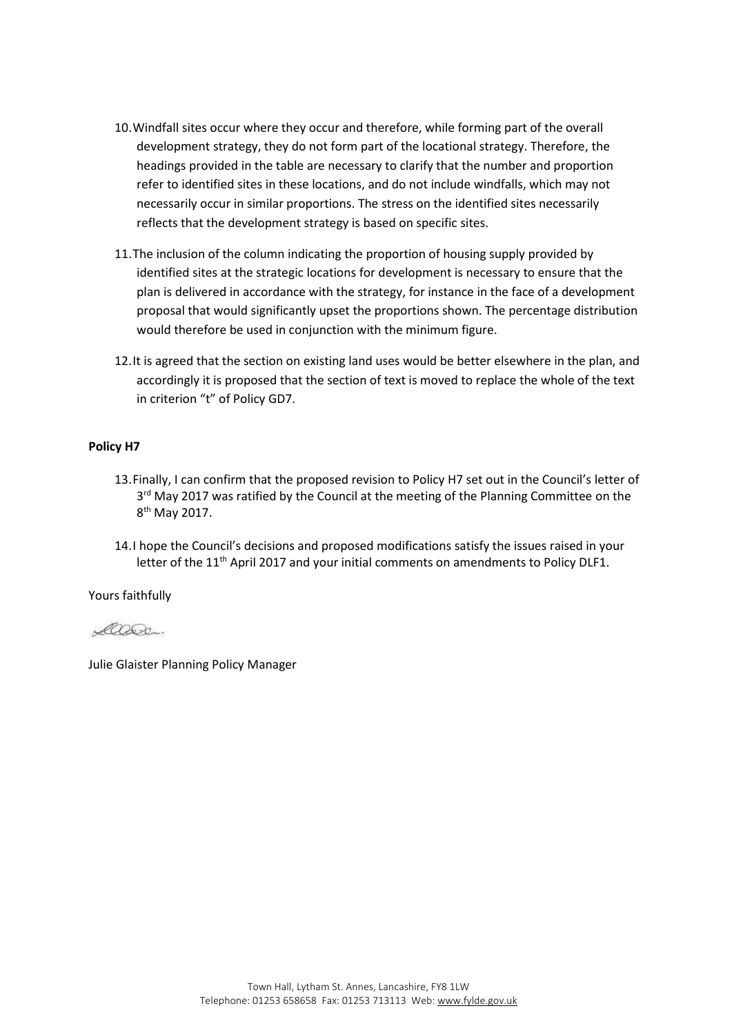10. Windfall sites occur where they occur and therefore, while forming part of the overall development strategy, they do not form part of the locational strategy. Therefore, the headings provided in the table are necessary to clarify that the number and proportion refer to identified sites in these locations, and do not include windfalls, which may not necessarily occur in similar proportions. The stress on the identified sites necessarily reflects that the development strategy is based on specific sites.

11. The inclusion of the column indicating the proportion of housing supply provided by identified sites at the strategic locations for development is necessary to ensure that the plan is delivered in accordance with the strategy, for instance in the face of a development proposal that would significantly upset the proportions shown. The percentage distribution would therefore be used in conjunction with the minimum figure.

12. It is agreed that the section on existing land uses would be better elsewhere in the plan, and accordingly it is proposed that the section of text is moved to replace the whole of the text in criterion "t" of Policy GD7.

**Policy H7**

13. Finally, I can confirm that the proposed revision to Policy H7 set out in the Council's letter of 3rd May 2017 was ratified by the Council at the meeting of the Planning Committee on the 8th May 2017.

14. I hope the Council's decisions and proposed modifications satisfy the issues raised in your letter of the 11th April 2017 and your initial comments on amendments to Policy DLF1.

Yours faithfully

Julie Glaister Planning Policy Manager

Town Hall, Lytham St. Annes, Lancashire, FY8 1LW
Telephone: 01253 658658 Fax: 01253 713113 Web: www.fylde.gov.uk